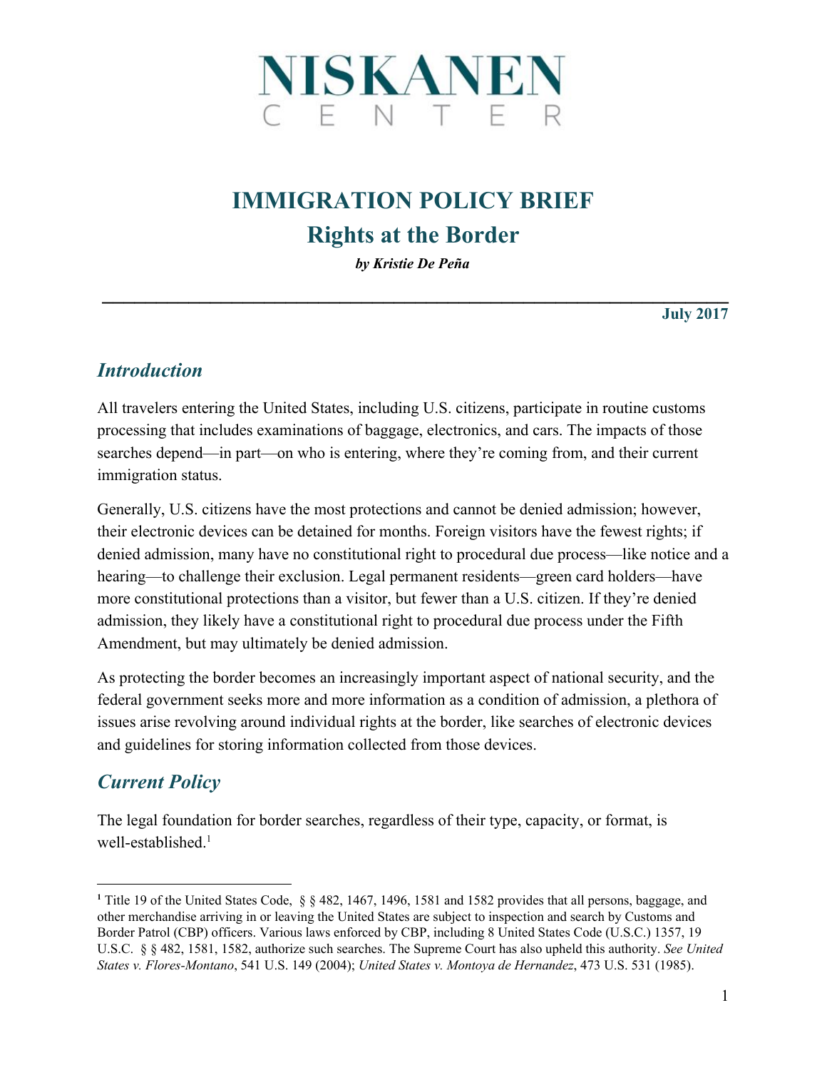# NISKANEN CENTER

## IMMIGRATION POLICY BRIEF

## Rights at the Border

***by Kristie De Peña***

**July 2017**

## *Introduction*

All travelers entering the United States, including U.S. citizens, participate in routine customs processing that includes examinations of baggage, electronics, and cars. The impacts of those searches depend—in part—on who is entering, where they're coming from, and their current immigration status.

Generally, U.S. citizens have the most protections and cannot be denied admission; however, their electronic devices can be detained for months. Foreign visitors have the fewest rights; if denied admission, many have no constitutional right to procedural due process—like notice and a hearing—to challenge their exclusion. Legal permanent residents—green card holders—have more constitutional protections than a visitor, but fewer than a U.S. citizen. If they're denied admission, they likely have a constitutional right to procedural due process under the Fifth Amendment, but may ultimately be denied admission.

As protecting the border becomes an increasingly important aspect of national security, and the federal government seeks more and more information as a condition of admission, a plethora of issues arise revolving around individual rights at the border, like searches of electronic devices and guidelines for storing information collected from those devices.

## *Current Policy*

The legal foundation for border searches, regardless of their type, capacity, or format, is well-established.[1]

---

[1] Title 19 of the United States Code, § § 482, 1467, 1496, 1581 and 1582 provides that all persons, baggage, and other merchandise arriving in or leaving the United States are subject to inspection and search by Customs and Border Patrol (CBP) officers. Various laws enforced by CBP, including 8 United States Code (U.S.C.) 1357, 19 U.S.C. § § 482, 1581, 1582, authorize such searches. The Supreme Court has also upheld this authority. *See United States v. Flores-Montano*, 541 U.S. 149 (2004); *United States v. Montoya de Hernandez*, 473 U.S. 531 (1985).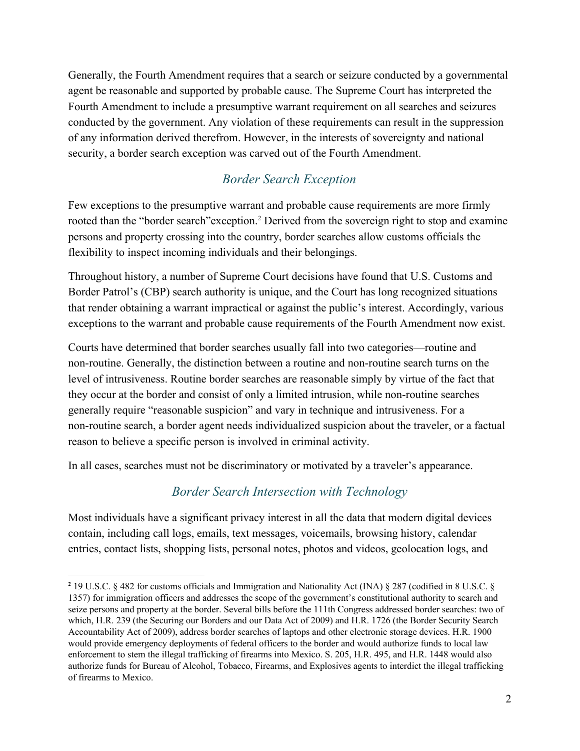Generally, the Fourth Amendment requires that a search or seizure conducted by a governmental agent be reasonable and supported by probable cause. The Supreme Court has interpreted the Fourth Amendment to include a presumptive warrant requirement on all searches and seizures conducted by the government. Any violation of these requirements can result in the suppression of any information derived therefrom. However, in the interests of sovereignty and national security, a border search exception was carved out of the Fourth Amendment.

## *Border Search Exception*

Few exceptions to the presumptive warrant and probable cause requirements are more firmly rooted than the "border search"exception.[2] Derived from the sovereign right to stop and examine persons and property crossing into the country, border searches allow customs officials the flexibility to inspect incoming individuals and their belongings.

Throughout history, a number of Supreme Court decisions have found that U.S. Customs and Border Patrol's (CBP) search authority is unique, and the Court has long recognized situations that render obtaining a warrant impractical or against the public's interest. Accordingly, various exceptions to the warrant and probable cause requirements of the Fourth Amendment now exist.

Courts have determined that border searches usually fall into two categories—routine and non-routine. Generally, the distinction between a routine and non-routine search turns on the level of intrusiveness. Routine border searches are reasonable simply by virtue of the fact that they occur at the border and consist of only a limited intrusion, while non-routine searches generally require "reasonable suspicion" and vary in technique and intrusiveness. For a non-routine search, a border agent needs individualized suspicion about the traveler, or a factual reason to believe a specific person is involved in criminal activity.

In all cases, searches must not be discriminatory or motivated by a traveler's appearance.

## *Border Search Intersection with Technology*

Most individuals have a significant privacy interest in all the data that modern digital devices contain, including call logs, emails, text messages, voicemails, browsing history, calendar entries, contact lists, shopping lists, personal notes, photos and videos, geolocation logs, and

---

[2] 19 U.S.C. § 482 for customs officials and Immigration and Nationality Act (INA) § 287 (codified in 8 U.S.C. § 1357) for immigration officers and addresses the scope of the government's constitutional authority to search and seize persons and property at the border. Several bills before the 111th Congress addressed border searches: two of which, H.R. 239 (the Securing our Borders and our Data Act of 2009) and H.R. 1726 (the Border Security Search Accountability Act of 2009), address border searches of laptops and other electronic storage devices. H.R. 1900 would provide emergency deployments of federal officers to the border and would authorize funds to local law enforcement to stem the illegal trafficking of firearms into Mexico. S. 205, H.R. 495, and H.R. 1448 would also authorize funds for Bureau of Alcohol, Tobacco, Firearms, and Explosives agents to interdict the illegal trafficking of firearms to Mexico.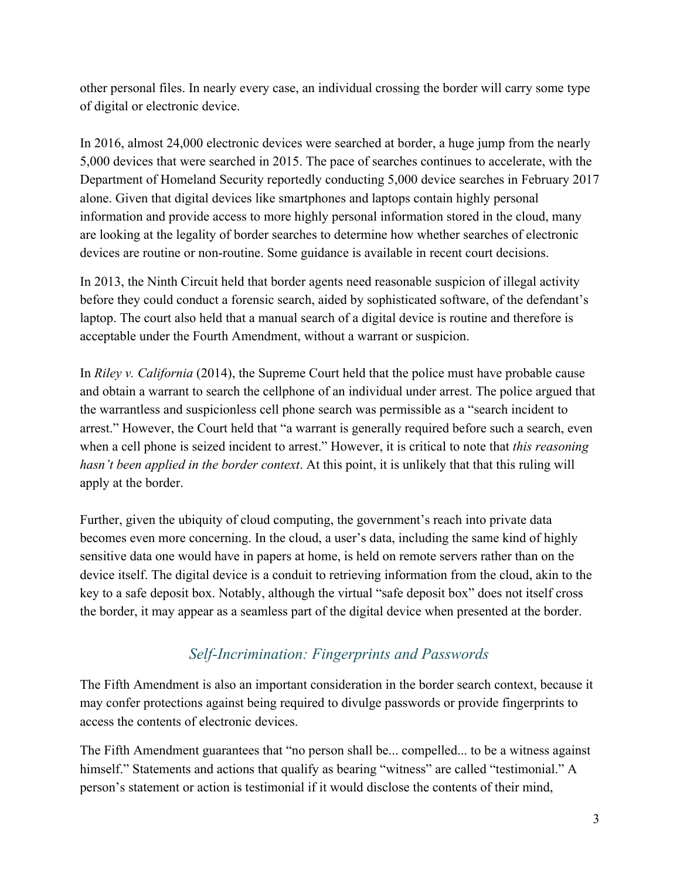other personal files. In nearly every case, an individual crossing the border will carry some type of digital or electronic device.

In 2016, almost 24,000 electronic devices were searched at border, a huge jump from the nearly 5,000 devices that were searched in 2015. The pace of searches continues to accelerate, with the Department of Homeland Security reportedly conducting 5,000 device searches in February 2017 alone. Given that digital devices like smartphones and laptops contain highly personal information and provide access to more highly personal information stored in the cloud, many are looking at the legality of border searches to determine how whether searches of electronic devices are routine or non-routine. Some guidance is available in recent court decisions.

In 2013, the Ninth Circuit held that border agents need reasonable suspicion of illegal activity before they could conduct a forensic search, aided by sophisticated software, of the defendant's laptop. The court also held that a manual search of a digital device is routine and therefore is acceptable under the Fourth Amendment, without a warrant or suspicion.

In *Riley v. California* (2014), the Supreme Court held that the police must have probable cause and obtain a warrant to search the cellphone of an individual under arrest. The police argued that the warrantless and suspicionless cell phone search was permissible as a "search incident to arrest." However, the Court held that "a warrant is generally required before such a search, even when a cell phone is seized incident to arrest." However, it is critical to note that *this reasoning hasn't been applied in the border context*. At this point, it is unlikely that that this ruling will apply at the border.

Further, given the ubiquity of cloud computing, the government's reach into private data becomes even more concerning. In the cloud, a user's data, including the same kind of highly sensitive data one would have in papers at home, is held on remote servers rather than on the device itself. The digital device is a conduit to retrieving information from the cloud, akin to the key to a safe deposit box. Notably, although the virtual "safe deposit box" does not itself cross the border, it may appear as a seamless part of the digital device when presented at the border.

## *Self-Incrimination: Fingerprints and Passwords*

The Fifth Amendment is also an important consideration in the border search context, because it may confer protections against being required to divulge passwords or provide fingerprints to access the contents of electronic devices.

The Fifth Amendment guarantees that "no person shall be... compelled... to be a witness against himself." Statements and actions that qualify as bearing "witness" are called "testimonial." A person's statement or action is testimonial if it would disclose the contents of their mind,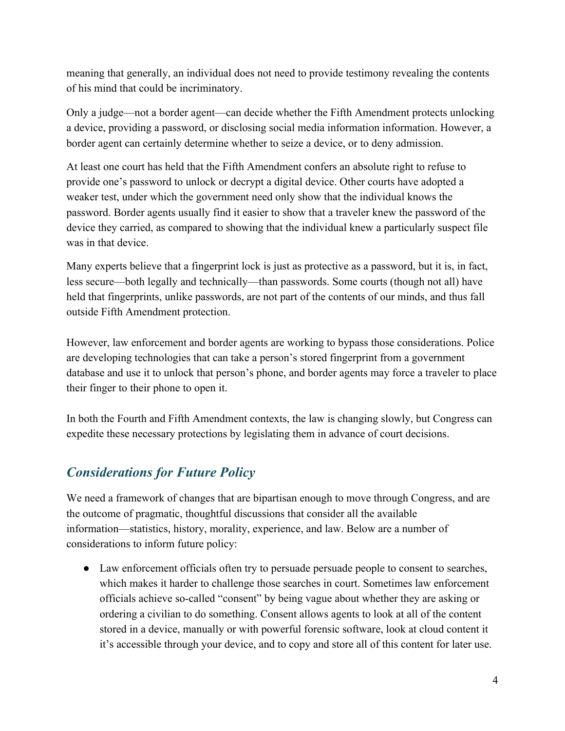meaning that generally, an individual does not need to provide testimony revealing the contents of his mind that could be incriminatory.

Only a judge—not a border agent—can decide whether the Fifth Amendment protects unlocking a device, providing a password, or disclosing social media information information. However, a border agent can certainly determine whether to seize a device, or to deny admission.

At least one court has held that the Fifth Amendment confers an absolute right to refuse to provide one's password to unlock or decrypt a digital device. Other courts have adopted a weaker test, under which the government need only show that the individual knows the password. Border agents usually find it easier to show that a traveler knew the password of the device they carried, as compared to showing that the individual knew a particularly suspect file was in that device.

Many experts believe that a fingerprint lock is just as protective as a password, but it is, in fact, less secure—both legally and technically—than passwords. Some courts (though not all) have held that fingerprints, unlike passwords, are not part of the contents of our minds, and thus fall outside Fifth Amendment protection.

However, law enforcement and border agents are working to bypass those considerations. Police are developing technologies that can take a person's stored fingerprint from a government database and use it to unlock that person's phone, and border agents may force a traveler to place their finger to their phone to open it.

In both the Fourth and Fifth Amendment contexts, the law is changing slowly, but Congress can expedite these necessary protections by legislating them in advance of court decisions.

## *Considerations for Future Policy*

We need a framework of changes that are bipartisan enough to move through Congress, and are the outcome of pragmatic, thoughtful discussions that consider all the available information—statistics, history, morality, experience, and law. Below are a number of considerations to inform future policy:

- Law enforcement officials often try to persuade persuade people to consent to searches, which makes it harder to challenge those searches in court. Sometimes law enforcement officials achieve so-called "consent" by being vague about whether they are asking or ordering a civilian to do something. Consent allows agents to look at all of the content stored in a device, manually or with powerful forensic software, look at cloud content it it's accessible through your device, and to copy and store all of this content for later use.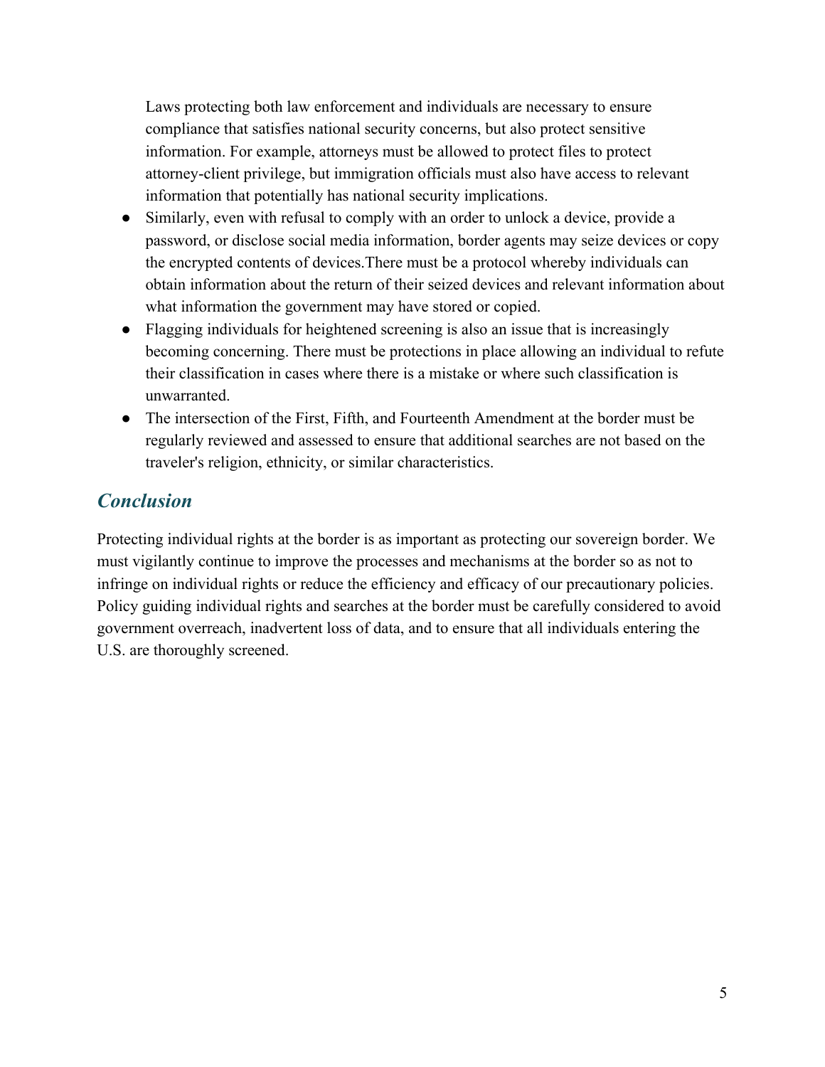Laws protecting both law enforcement and individuals are necessary to ensure compliance that satisfies national security concerns, but also protect sensitive information. For example, attorneys must be allowed to protect files to protect attorney-client privilege, but immigration officials must also have access to relevant information that potentially has national security implications.

- Similarly, even with refusal to comply with an order to unlock a device, provide a password, or disclose social media information, border agents may seize devices or copy the encrypted contents of devices.There must be a protocol whereby individuals can obtain information about the return of their seized devices and relevant information about what information the government may have stored or copied.
- Flagging individuals for heightened screening is also an issue that is increasingly becoming concerning. There must be protections in place allowing an individual to refute their classification in cases where there is a mistake or where such classification is unwarranted.
- The intersection of the First, Fifth, and Fourteenth Amendment at the border must be regularly reviewed and assessed to ensure that additional searches are not based on the traveler's religion, ethnicity, or similar characteristics.

## *Conclusion*

Protecting individual rights at the border is as important as protecting our sovereign border. We must vigilantly continue to improve the processes and mechanisms at the border so as not to infringe on individual rights or reduce the efficiency and efficacy of our precautionary policies. Policy guiding individual rights and searches at the border must be carefully considered to avoid government overreach, inadvertent loss of data, and to ensure that all individuals entering the U.S. are thoroughly screened.